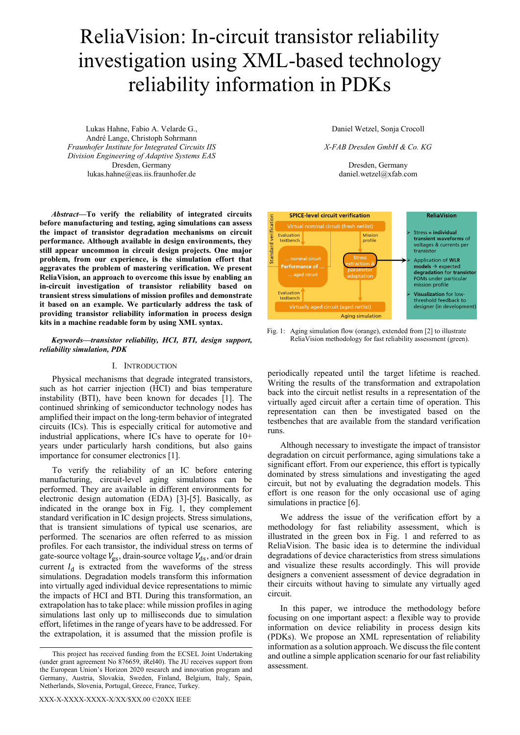# ReliaVision: In-circuit transistor reliability investigation using XML-based technology reliability information in PDKs

Lukas Hahne, Fabio A. Velarde G., André Lange, Christoph Sohrmann
*Fraunhofer Institute for Integrated Circuits IIS*
*Division Engineering of Adaptive Systems EAS*
Dresden, Germany
lukas.hahne@eas.iis.fraunhofer.de

Daniel Wetzel, Sonja Crocoll
*X-FAB Dresden GmbH & Co. KG*
Dresden, Germany
daniel.wetzel@xfab.com

***Abstract*—To verify the reliability of integrated circuits before manufacturing and testing, aging simulations can assess the impact of transistor degradation mechanisms on circuit performance. Although available in design environments, they still appear uncommon in circuit design projects. One major problem, from our experience, is the simulation effort that aggravates the problem of mastering verification. We present ReliaVision, an approach to overcome this issue by enabling an in-circuit investigation of transistor reliability based on transient stress simulations of mission profiles and demonstrate it based on an example. We particularly address the task of providing transistor reliability information in process design kits in a machine readable form by using XML syntax.**

***Keywords*—*transistor reliability, HCI, BTI, design support, reliability simulation, PDK***

## I. Introduction

Physical mechanisms that degrade integrated transistors, such as hot carrier injection (HCI) and bias temperature instability (BTI), have been known for decades [1]. The continued shrinking of semiconductor technology nodes has amplified their impact on the long-term behavior of integrated circuits (ICs). This is especially critical for automotive and industrial applications, where ICs have to operate for 10+ years under particularly harsh conditions, but also gains importance for consumer electronics [1].

To verify the reliability of an IC before entering manufacturing, circuit-level aging simulations can be performed. They are available in different environments for electronic design automation (EDA) [3]-[5]. Basically, as indicated in the orange box in Fig. 1, they complement standard verification in IC design projects. Stress simulations, that is transient simulations of typical use scenarios, are performed. The scenarios are often referred to as mission profiles. For each transistor, the individual stress on terms of gate-source voltage $V_{gs}$, drain-source voltage $V_{ds}$, and/or drain current $I_d$ is extracted from the waveforms of the stress simulations. Degradation models transform this information into virtually aged individual device representations to mimic the impacts of HCI and BTI. During this transformation, an extrapolation has to take place: while mission profiles in aging simulations last only up to milliseconds due to simulation effort, lifetimes in the range of years have to be addressed. For the extrapolation, it is assumed that the mission profile is periodically repeated until the target lifetime is reached. Writing the results of the transformation and extrapolation back into the circuit netlist results in a representation of the virtually aged circuit after a certain time of operation. This representation can then be investigated based on the testbenches that are available from the standard verification runs.

Although necessary to investigate the impact of transistor degradation on circuit performance, aging simulations take a significant effort. From our experience, this effort is typically dominated by stress simulations and investigating the aged circuit, but not by evaluating the degradation models. This effort is one reason for the only occasional use of aging simulations in practice [6].

We address the issue of the verification effort by a methodology for fast reliability assessment, which is illustrated in the green box in Fig. 1 and referred to as ReliaVision. The basic idea is to determine the individual degradations of device characteristics from stress simulations and visualize these results accordingly. This will provide designers a convenient assessment of device degradation in their circuits without having to simulate any virtually aged circuit.

In this paper, we introduce the methodology before focusing on one important aspect: a flexible way to provide information on device reliability in process design kits (PDKs). We propose an XML representation of reliability information as a solution approach. We discuss the file content and outline a simple application scenario for our fast reliability assessment.

Fig. 1: Aging simulation flow (orange), extended from [2] to illustrate ReliaVision methodology for fast reliability assessment (green).

This project has received funding from the ECSEL Joint Undertaking (under grant agreement No 876659, iRel40). The JU receives support from the European Union's Horizon 2020 research and innovation program and Germany, Austria, Slovakia, Sweden, Finland, Belgium, Italy, Spain, Netherlands, Slovenia, Portugal, Greece, France, Turkey.

XXX-X-XXXX-XXXX-X/XX/$XX.00 ©20XX IEEE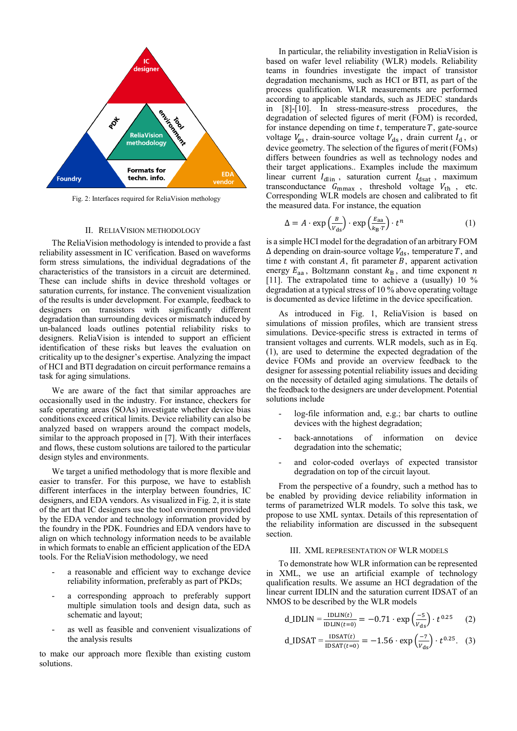Fig. 2: Interfaces required for ReliaVision methology

## II. ReliaVision Methodology

The ReliaVision methodology is intended to provide a fast reliability assessment in IC verification. Based on waveforms form stress simulations, the individual degradations of the characteristics of the transistors in a circuit are determined. These can include shifts in device threshold voltages or saturation currents, for instance. The convenient visualization of the results is under development. For example, feedback to designers on transistors with significantly different degradation than surrounding devices or mismatch induced by un-balanced loads outlines potential reliability risks to designers. ReliaVision is intended to support an efficient identification of these risks but leaves the evaluation on criticality up to the designer's expertise. Analyzing the impact of HCI and BTI degradation on circuit performance remains a task for aging simulations.

We are aware of the fact that similar approaches are occasionally used in the industry. For instance, checkers for safe operating areas (SOAs) investigate whether device bias conditions exceed critical limits. Device reliability can also be analyzed based on wrappers around the compact models, similar to the approach proposed in [7]. With their interfaces and flows, these custom solutions are tailored to the particular design styles and environments.

We target a unified methodology that is more flexible and easier to transfer. For this purpose, we have to establish different interfaces in the interplay between foundries, IC designers, and EDA vendors. As visualized in Fig. 2, it is state of the art that IC designers use the tool environment provided by the EDA vendor and technology information provided by the foundry in the PDK. Foundries and EDA vendors have to align on which technology information needs to be available in which formats to enable an efficient application of the EDA tools. For the ReliaVision methodology, we need

- a reasonable and efficient way to exchange device reliability information, preferably as part of PKDs;
- a corresponding approach to preferably support multiple simulation tools and design data, such as schematic and layout;
- as well as feasible and convenient visualizations of the analysis results

to make our approach more flexible than existing custom solutions.

In particular, the reliability investigation in ReliaVision is based on wafer level reliability (WLR) models. Reliability teams in foundries investigate the impact of transistor degradation mechanisms, such as HCI or BTI, as part of the process qualification. WLR measurements are performed according to applicable standards, such as JEDEC standards in [8]-[10]. In stress-measure-stress procedures, the degradation of selected figures of merit (FOM) is recorded, for instance depending on time $t$, temperature $T$, gate-source voltage $V_{gs}$, drain-source voltage $V_{ds}$, drain current $I_d$, or device geometry. The selection of the figures of merit (FOMs) differs between foundries as well as technology nodes and their target applications.. Examples include the maximum linear current $I_{dlin}$, saturation current $I_{dsat}$, maximum transconductance $G_{mmax}$, threshold voltage $V_{th}$, etc. Corresponding WLR models are chosen and calibrated to fit the measured data. For instance, the equation

$$\Delta = A \cdot \exp\left(\frac{B}{V_{ds}}\right) \cdot \exp\left(\frac{E_{aa}}{k_B \cdot T}\right) \cdot t^n \tag{1}$$

is a simple HCI model for the degradation of an arbitrary FOM $\Delta$ depending on drain-source voltage $V_{ds}$, temperature $T$, and time $t$ with constant $A$, fit parameter $B$, apparent activation energy $E_{aa}$, Boltzmann constant $k_B$, and time exponent $n$ [11]. The extrapolated time to achieve a (usually) 10 % degradation at a typical stress of 10 % above operating voltage is documented as device lifetime in the device specification.

As introduced in Fig. 1, ReliaVision is based on simulations of mission profiles, which are transient stress simulations. Device-specific stress is extracted in terms of transient voltages and currents. WLR models, such as in Eq. (1), are used to determine the expected degradation of the device FOMs and provide an overview feedback to the designer for assessing potential reliability issues and deciding on the necessity of detailed aging simulations. The details of the feedback to the designers are under development. Potential solutions include

- log-file information and, e.g.; bar charts to outline devices with the highest degradation;
- back-annotations of information on device degradation into the schematic;
- and color-coded overlays of expected transistor degradation on top of the circuit layout.

From the perspective of a foundry, such a method has to be enabled by providing device reliability information in terms of parametrized WLR models. To solve this task, we propose to use XML syntax. Details of this representation of the reliability information are discussed in the subsequent section.

## III. XML Representation of WLR Models

To demonstrate how WLR information can be represented in XML, we use an artificial example of technology qualification results. We assume an HCI degradation of the linear current IDLIN and the saturation current IDSAT of an NMOS to be described by the WLR models

$$\mathrm{d\_IDLIN} = \frac{\mathrm{IDLIN}(t)}{\mathrm{IDLIN}(t=0)} = -0.71 \cdot \exp\left(\frac{-5}{V_{ds}}\right) \cdot t^{0.25} \tag{2}$$

$$\mathrm{d\_IDSAT} = \frac{\mathrm{IDSAT}(t)}{\mathrm{IDSAT}(t=0)} = -1.56 \cdot \exp\left(\frac{-7}{V_{ds}}\right) \cdot t^{0.25}. \tag{3}$$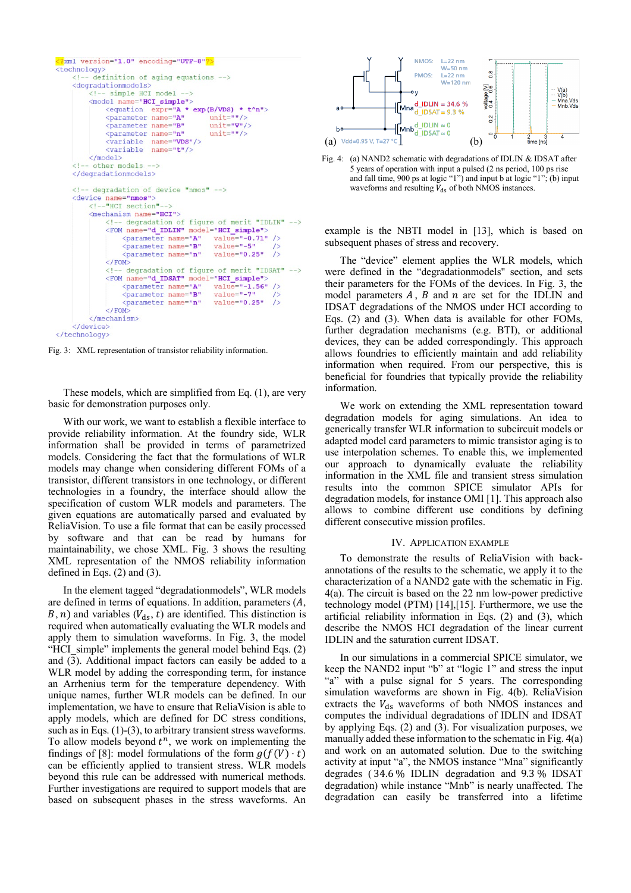```xml
<?xml version="1.0" encoding="UTF-8"?>
<technology>
    <!-- definition of aging equations -->
    <degradationmodels>
        <!-- simple HCI model -->
        <model name="HCI_simple">
            <equation  expr="A * exp(B/VDS) * t^n">
            <parameter name="A"      unit=""/>
            <parameter name="B"      unit="V"/>
            <parameter name="n"      unit=""/>
            <variable  name="VDS"/>
            <variable  name="t"/>
        </model>
    <!-- other models -->
    </degradationmodels>

    <!-- degradation of device "nmos" -->
    <device name="nmos">
        <!--"HCI section"-->
        <mechanism name="HCI">
            <!-- degradation of figure of merit "IDLIN" -->
            <FOM name="d_IDLIN" model="HCI_simple">
                <parameter name="A"   value="-0.71" />
                <parameter name="B"   value="-5"    />
                <parameter name="n"   value="0.25"  />
            </FOM>
            <!-- degradation of figure of merit "IDSAT" -->
            <FOM name="d_IDSAT" model="HCI_simple">
                <parameter name="A"   value="-1.56" />
                <parameter name="B"   value="-7"    />
                <parameter name="n"   value="0.25"  />
            </FOM>
        </mechanism>
    </device>
</technology>
```

Fig. 3: XML representation of transistor reliability information.

These models, which are simplified from Eq. (1), are very basic for demonstration purposes only.

With our work, we want to establish a flexible interface to provide reliability information. At the foundry side, WLR information shall be provided in terms of parametrized models. Considering the fact that the formulations of WLR models may change when considering different FOMs of a transistor, different transistors in one technology, or different technologies in a foundry, the interface should allow the specification of custom WLR models and parameters. The given equations are automatically parsed and evaluated by ReliaVision. To use a file format that can be easily processed by software and that can be read by humans for maintainability, we chose XML. Fig. 3 shows the resulting XML representation of the NMOS reliability information defined in Eqs. (2) and (3).

In the element tagged "degradationmodels", WLR models are defined in terms of equations. In addition, parameters ($A$, $B$, $n$) and variables ($V_{\mathrm{ds}}$, $t$) are identified. This distinction is required when automatically evaluating the WLR models and apply them to simulation waveforms. In Fig. 3, the model "HCI_simple" implements the general model behind Eqs. (2) and (3). Additional impact factors can easily be added to a WLR model by adding the corresponding term, for instance an Arrhenius term for the temperature dependency. With unique names, further WLR models can be defined. In our implementation, we have to ensure that ReliaVision is able to apply models, which are defined for DC stress conditions, such as in Eqs. (1)-(3), to arbitrary transient stress waveforms. To allow models beyond $t^n$, we work on implementing the findings of [8]: model formulations of the form $g(f(V) \cdot t)$ can be efficiently applied to transient stress. WLR models beyond this rule can be addressed with numerical methods. Further investigations are required to support models that are based on subsequent phases in the stress waveforms. An example is the NBTI model in [13], which is based on subsequent phases of stress and recovery.

Fig. 4: (a) NAND2 schematic with degradations of IDLIN & IDSAT after 5 years of operation with input a pulsed (2 ns period, 100 ps rise and fall time, 900 ps at logic "1") and input b at logic "1"; (b) input waveforms and resulting $V_{\mathrm{ds}}$ of both NMOS instances.

The "device" element applies the WLR models, which were defined in the "degradationmodels" section, and sets their parameters for the FOMs of the devices. In Fig. 3, the model parameters $A$, $B$ and $n$ are set for the IDLIN and IDSAT degradations of the NMOS under HCI according to Eqs. (2) and (3). When data is available for other FOMs, further degradation mechanisms (e.g. BTI), or additional devices, they can be added correspondingly. This approach allows foundries to efficiently maintain and add reliability information when required. From our perspective, this is beneficial for foundries that typically provide the reliability information.

We work on extending the XML representation toward degradation models for aging simulations. An idea to generically transfer WLR information to subcircuit models or adapted model card parameters to mimic transistor aging is to use interpolation schemes. To enable this, we implemented our approach to dynamically evaluate the reliability information in the XML file and transient stress simulation results into the common SPICE simulator APIs for degradation models, for instance OMI [1]. This approach also allows to combine different use conditions by defining different consecutive mission profiles.

## IV. Application Example

To demonstrate the results of ReliaVision with back-annotations of the results to the schematic, we apply it to the characterization of a NAND2 gate with the schematic in Fig. 4(a). The circuit is based on the 22 nm low-power predictive technology model (PTM) [14],[15]. Furthermore, we use the artificial reliability information in Eqs. (2) and (3), which describe the NMOS HCI degradation of the linear current IDLIN and the saturation current IDSAT.

In our simulations in a commercial SPICE simulator, we keep the NAND2 input "b" at "logic 1" and stress the input "a" with a pulse signal for 5 years. The corresponding simulation waveforms are shown in Fig. 4(b). ReliaVision extracts the $V_{\mathrm{ds}}$ waveforms of both NMOS instances and computes the individual degradations of IDLIN and IDSAT by applying Eqs. (2) and (3). For visualization purposes, we manually added these information to the schematic in Fig. 4(a) and work on an automated solution. Due to the switching activity at input "a", the NMOS instance "Mna" significantly degrades (34.6 % IDLIN degradation and 9.3 % IDSAT degradation) while instance "Mnb" is nearly unaffected. The degradation can easily be transferred into a lifetime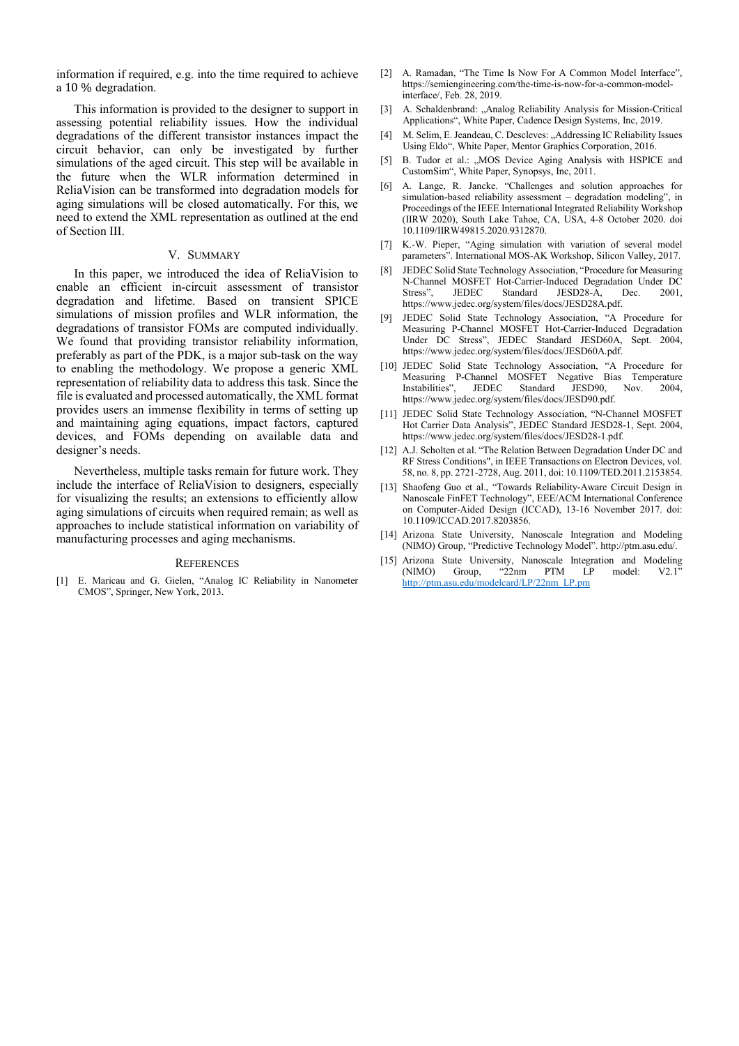information if required, e.g. into the time required to achieve a 10 % degradation.

This information is provided to the designer to support in assessing potential reliability issues. How the individual degradations of the different transistor instances impact the circuit behavior, can only be investigated by further simulations of the aged circuit. This step will be available in the future when the WLR information determined in ReliaVision can be transformed into degradation models for aging simulations will be closed automatically. For this, we need to extend the XML representation as outlined at the end of Section III.

## V. Summary

In this paper, we introduced the idea of ReliaVision to enable an efficient in-circuit assessment of transistor degradation and lifetime. Based on transient SPICE simulations of mission profiles and WLR information, the degradations of transistor FOMs are computed individually. We found that providing transistor reliability information, preferably as part of the PDK, is a major sub-task on the way to enabling the methodology. We propose a generic XML representation of reliability data to address this task. Since the file is evaluated and processed automatically, the XML format provides users an immense flexibility in terms of setting up and maintaining aging equations, impact factors, captured devices, and FOMs depending on available data and designer's needs.

Nevertheless, multiple tasks remain for future work. They include the interface of ReliaVision to designers, especially for visualizing the results; an extensions to efficiently allow aging simulations of circuits when required remain; as well as approaches to include statistical information on variability of manufacturing processes and aging mechanisms.

## References

[1] E. Maricau and G. Gielen, "Analog IC Reliability in Nanometer CMOS", Springer, New York, 2013.

[2] A. Ramadan, "The Time Is Now For A Common Model Interface", https://semiengineering.com/the-time-is-now-for-a-common-model-interface/, Feb. 28, 2019.

[3] A. Schaldenbrand: „Analog Reliability Analysis for Mission-Critical Applications", White Paper, Cadence Design Systems, Inc, 2019.

[4] M. Selim, E. Jeandeau, C. Descleves: „Addressing IC Reliability Issues Using Eldo", White Paper, Mentor Graphics Corporation, 2016.

[5] B. Tudor et al.: „MOS Device Aging Analysis with HSPICE and CustomSim", White Paper, Synopsys, Inc, 2011.

[6] A. Lange, R. Jancke. "Challenges and solution approaches for simulation-based reliability assessment – degradation modeling", in Proceedings of the IEEE International Integrated Reliability Workshop (IIRW 2020), South Lake Tahoe, CA, USA, 4-8 October 2020. doi 10.1109/IIRW49815.2020.9312870.

[7] K.-W. Pieper, "Aging simulation with variation of several model parameters". International MOS-AK Workshop, Silicon Valley, 2017.

[8] JEDEC Solid State Technology Association, "Procedure for Measuring N-Channel MOSFET Hot-Carrier-Induced Degradation Under DC Stress", JEDEC Standard JESD28-A, Dec. 2001, https://www.jedec.org/system/files/docs/JESD28A.pdf.

[9] JEDEC Solid State Technology Association, "A Procedure for Measuring P-Channel MOSFET Hot-Carrier-Induced Degradation Under DC Stress", JEDEC Standard JESD60A, Sept. 2004, https://www.jedec.org/system/files/docs/JESD60A.pdf.

[10] JEDEC Solid State Technology Association, "A Procedure for Measuring P-Channel MOSFET Negative Bias Temperature Instabilities", JEDEC Standard JESD90, Nov. 2004, https://www.jedec.org/system/files/docs/JESD90.pdf.

[11] JEDEC Solid State Technology Association, "N-Channel MOSFET Hot Carrier Data Analysis", JEDEC Standard JESD28-1, Sept. 2004, https://www.jedec.org/system/files/docs/JESD28-1.pdf.

[12] A.J. Scholten et al. "The Relation Between Degradation Under DC and RF Stress Conditions", in IEEE Transactions on Electron Devices, vol. 58, no. 8, pp. 2721-2728, Aug. 2011, doi: 10.1109/TED.2011.2153854.

[13] Shaofeng Guo et al., "Towards Reliability-Aware Circuit Design in Nanoscale FinFET Technology", EEE/ACM International Conference on Computer-Aided Design (ICCAD), 13-16 November 2017. doi: 10.1109/ICCAD.2017.8203856.

[14] Arizona State University, Nanoscale Integration and Modeling (NIMO) Group, "Predictive Technology Model". http://ptm.asu.edu/.

[15] Arizona State University, Nanoscale Integration and Modeling (NIMO) Group, "22nm PTM LP model: V2.1" http://ptm.asu.edu/modelcard/LP/22nm_LP.pm